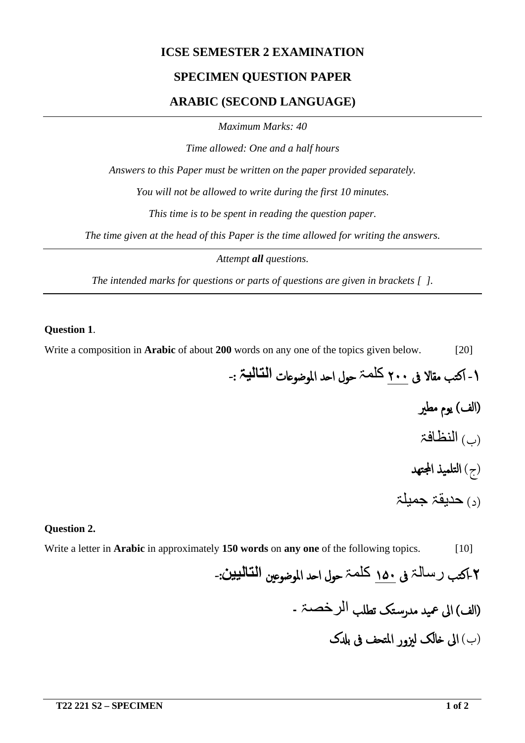**ICSE SEMESTER 2 EXAMINATION**

**SPECIMEN QUESTION PAPER**

**ARABIC (SECOND LANGUAGE)**

---

*Maximum Marks: 40*

*Time allowed: One and a half hours*

*Answers to this Paper must be written on the paper provided separately.*

*You will not be allowed to write during the first 10 minutes.*

*This time is to be spent in reading the question paper.*

*The time given at the head of this Paper is the time allowed for writing the answers.*

---

*Attempt **all** questions.*

*The intended marks for questions or parts of questions are given in brackets [ ].*

---

**Question 1**.

Write a composition in **Arabic** of about **200** words on any one of the topics given below. [20]

**١- اكتب مقالا فی ٢٠٠** كلمة **حول احد الموضوعات التالية :-**

**(الف) یوم مطیر**

(ب) النظافة

(ج) **التلمیذ المجتهد**

(د) حديقة جميلة

**Question 2.**

Write a letter in **Arabic** in approximately **150 words** on **any one** of the following topics. [10]

**٢**اكتب رسالة **فی ١٥٠** كلمة **حول احد الموضوعین التالیین:-**

**(الف) الی عمید مدرستک تطلب** الرخصة **-**

(ب) **الی خالک لیزور المتحف فی بلدک**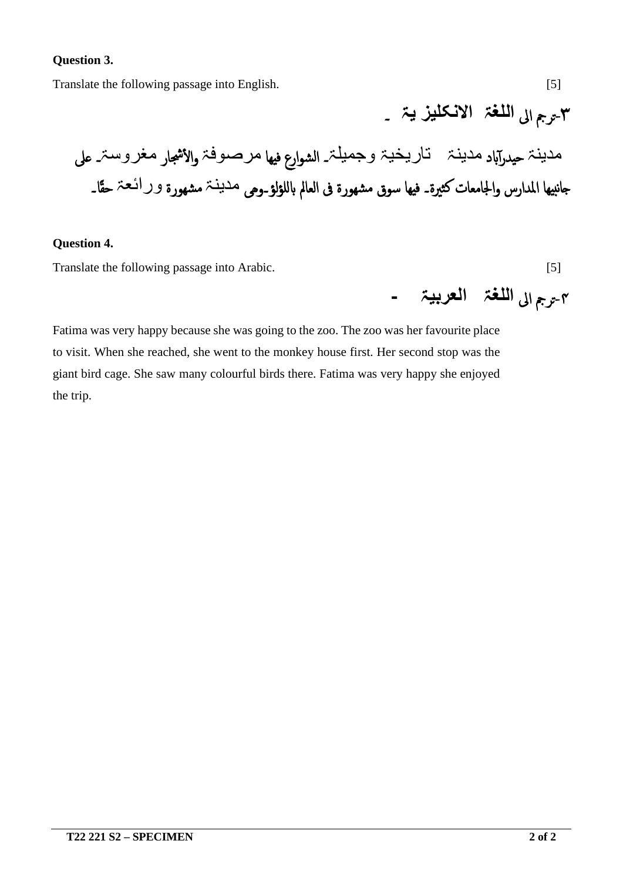**Question 3.**

Translate the following passage into English. [5]

۳-ترجم الى اللغة الانكليز ية -

مدينة حيدرآباد مدينة تاريخية وجميلة- الشوارع فيها مرصوفة والأشجار مغروسة- على جانبيها المدارس والجامعات كثيرة- فيها سوق مشهورة فى العالم باللؤلؤ-وهى مدينة مشهورة ورائعة حقًا-

**Question 4.**

Translate the following passage into Arabic. [5]

۴-ترجم الى اللغة العربية -

Fatima was very happy because she was going to the zoo. The zoo was her favourite place to visit. When she reached, she went to the monkey house first. Her second stop was the giant bird cage. She saw many colourful birds there. Fatima was very happy she enjoyed the trip.